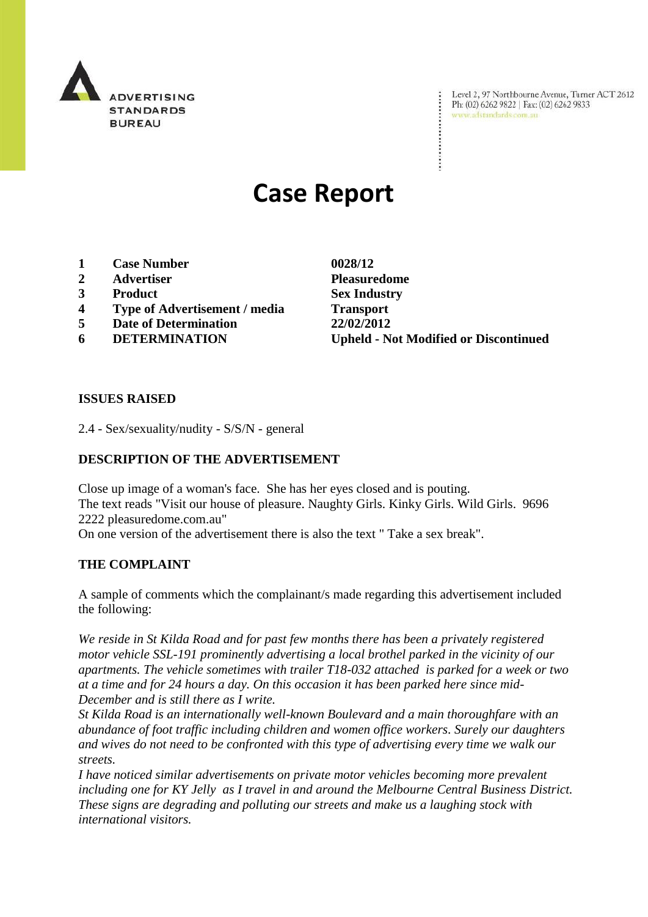ADVERTISING STANDARDS BUREAU

Level 2, 97 Northbourne Avenue, Turner ACT 2612
Ph: (02) 6262 9822 | Fax: (02) 6262 9833
www.adstandards.com.au

# Case Report

| | | |
|---|---|---|
| **1** | **Case Number** | **0028/12** |
| **2** | **Advertiser** | **Pleasuredome** |
| **3** | **Product** | **Sex Industry** |
| **4** | **Type of Advertisement / media** | **Transport** |
| **5** | **Date of Determination** | **22/02/2012** |
| **6** | **DETERMINATION** | **Upheld - Not Modified or Discontinued** |

## ISSUES RAISED

2.4 - Sex/sexuality/nudity - S/S/N - general

## DESCRIPTION OF THE ADVERTISEMENT

Close up image of a woman's face. She has her eyes closed and is pouting.
The text reads "Visit our house of pleasure. Naughty Girls. Kinky Girls. Wild Girls. 9696 2222 pleasuredome.com.au"
On one version of the advertisement there is also the text " Take a sex break".

## THE COMPLAINT

A sample of comments which the complainant/s made regarding this advertisement included the following:

*We reside in St Kilda Road and for past few months there has been a privately registered motor vehicle SSL-191 prominently advertising a local brothel parked in the vicinity of our apartments. The vehicle sometimes with trailer T18-032 attached is parked for a week or two at a time and for 24 hours a day. On this occasion it has been parked here since mid-December and is still there as I write.*
*St Kilda Road is an internationally well-known Boulevard and a main thoroughfare with an abundance of foot traffic including children and women office workers. Surely our daughters and wives do not need to be confronted with this type of advertising every time we walk our streets.*
*I have noticed similar advertisements on private motor vehicles becoming more prevalent including one for KY Jelly as I travel in and around the Melbourne Central Business District. These signs are degrading and polluting our streets and make us a laughing stock with international visitors.*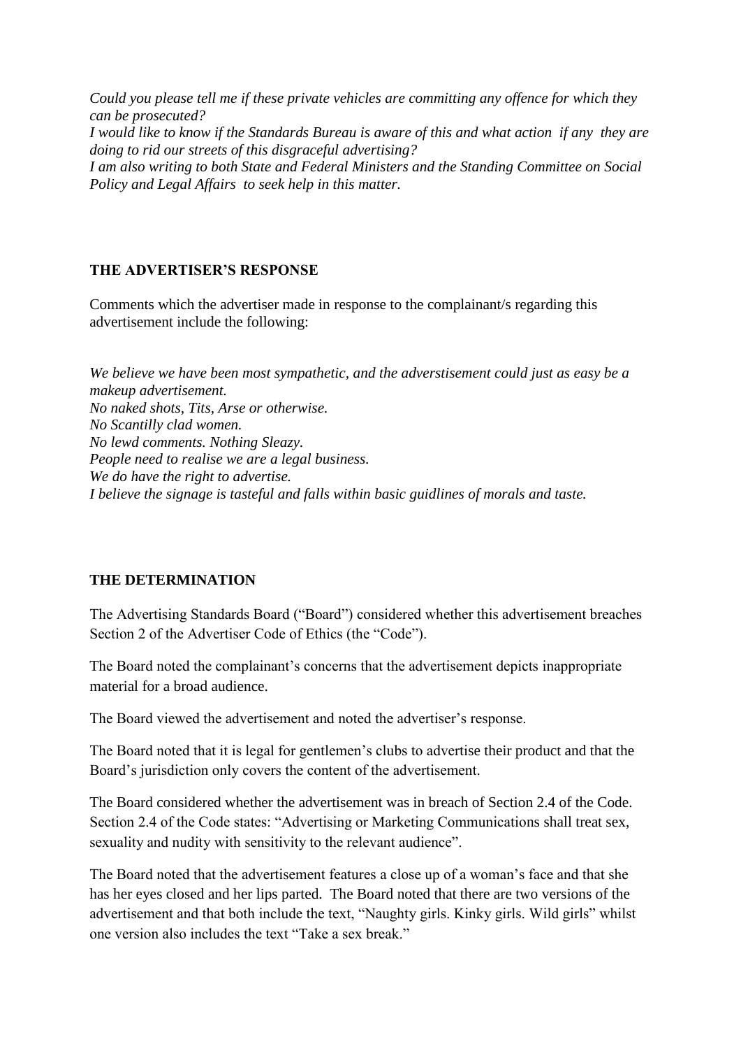*Could you please tell me if these private vehicles are committing any offence for which they can be prosecuted?*
*I would like to know if the Standards Bureau is aware of this and what action if any they are doing to rid our streets of this disgraceful advertising?*
*I am also writing to both State and Federal Ministers and the Standing Committee on Social Policy and Legal Affairs to seek help in this matter.*

## THE ADVERTISER'S RESPONSE

Comments which the advertiser made in response to the complainant/s regarding this advertisement include the following:

*We believe we have been most sympathetic, and the adverstisement could just as easy be a makeup advertisement.*
*No naked shots, Tits, Arse or otherwise.*
*No Scantilly clad women.*
*No lewd comments. Nothing Sleazy.*
*People need to realise we are a legal business.*
*We do have the right to advertise.*
*I believe the signage is tasteful and falls within basic guidlines of morals and taste.*

## THE DETERMINATION

The Advertising Standards Board ("Board") considered whether this advertisement breaches Section 2 of the Advertiser Code of Ethics (the "Code").

The Board noted the complainant's concerns that the advertisement depicts inappropriate material for a broad audience.

The Board viewed the advertisement and noted the advertiser's response.

The Board noted that it is legal for gentlemen's clubs to advertise their product and that the Board's jurisdiction only covers the content of the advertisement.

The Board considered whether the advertisement was in breach of Section 2.4 of the Code. Section 2.4 of the Code states: "Advertising or Marketing Communications shall treat sex, sexuality and nudity with sensitivity to the relevant audience".

The Board noted that the advertisement features a close up of a woman's face and that she has her eyes closed and her lips parted. The Board noted that there are two versions of the advertisement and that both include the text, "Naughty girls. Kinky girls. Wild girls" whilst one version also includes the text "Take a sex break."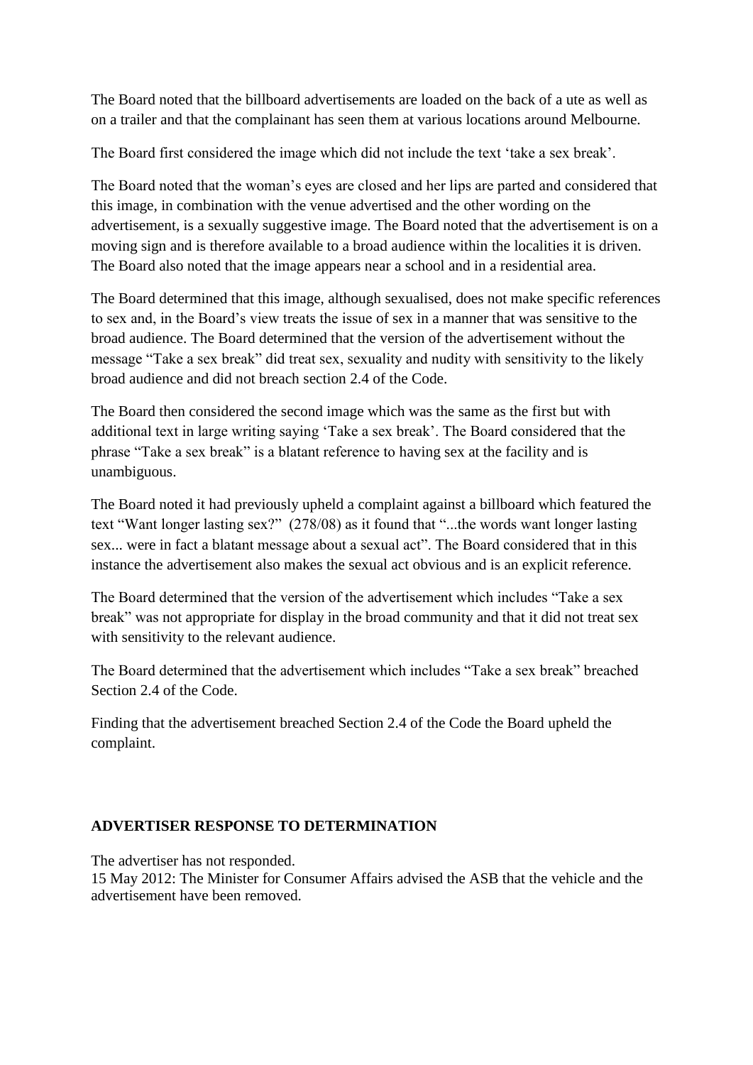The Board noted that the billboard advertisements are loaded on the back of a ute as well as on a trailer and that the complainant has seen them at various locations around Melbourne.

The Board first considered the image which did not include the text 'take a sex break'.

The Board noted that the woman's eyes are closed and her lips are parted and considered that this image, in combination with the venue advertised and the other wording on the advertisement, is a sexually suggestive image. The Board noted that the advertisement is on a moving sign and is therefore available to a broad audience within the localities it is driven. The Board also noted that the image appears near a school and in a residential area.

The Board determined that this image, although sexualised, does not make specific references to sex and, in the Board's view treats the issue of sex in a manner that was sensitive to the broad audience. The Board determined that the version of the advertisement without the message "Take a sex break" did treat sex, sexuality and nudity with sensitivity to the likely broad audience and did not breach section 2.4 of the Code.

The Board then considered the second image which was the same as the first but with additional text in large writing saying 'Take a sex break'. The Board considered that the phrase "Take a sex break" is a blatant reference to having sex at the facility and is unambiguous.

The Board noted it had previously upheld a complaint against a billboard which featured the text "Want longer lasting sex?" (278/08) as it found that "...the words want longer lasting sex... were in fact a blatant message about a sexual act". The Board considered that in this instance the advertisement also makes the sexual act obvious and is an explicit reference.

The Board determined that the version of the advertisement which includes "Take a sex break" was not appropriate for display in the broad community and that it did not treat sex with sensitivity to the relevant audience.

The Board determined that the advertisement which includes "Take a sex break" breached Section 2.4 of the Code.

Finding that the advertisement breached Section 2.4 of the Code the Board upheld the complaint.

**ADVERTISER RESPONSE TO DETERMINATION**

The advertiser has not responded.
15 May 2012: The Minister for Consumer Affairs advised the ASB that the vehicle and the advertisement have been removed.